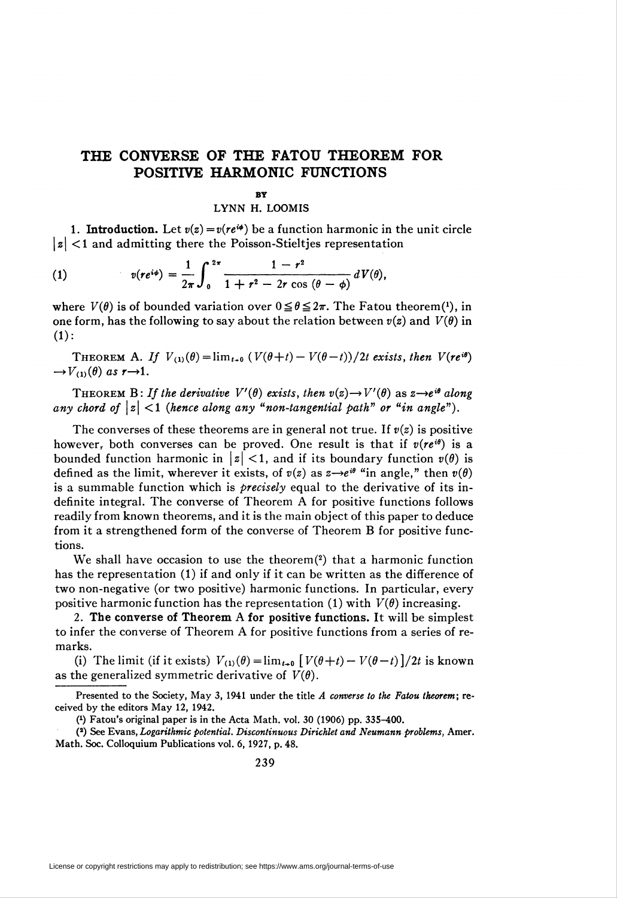# THE CONVERSE OF THE FATOU THEOREM FOR POSITIVE HARMONIC FUNCTIONS

BY

LYNN H. LOOMIS

**1. Introduction.** Let $v(z) = v(re^{i\phi})$ be a function harmonic in the unit circle $|z| < 1$ and admitting there the Poisson-Stieltjes representation

$$v(re^{i\phi}) = \frac{1}{2\pi}\int_0^{2\pi} \frac{1 - r^2}{1 + r^2 - 2r\cos(\theta - \phi)}\, dV(\theta), \tag{1}$$

where $V(\theta)$ is of bounded variation over $0 \leqq \theta \leqq 2\pi$. The Fatou theorem[1], in one form, has the following to say about the relation between $v(z)$ and $V(\theta)$ in (1):

THEOREM A. *If* $V_{(1)}(\theta) = \lim_{t\to 0} (V(\theta+t) - V(\theta - t))/2t$ *exists, then* $V(re^{i\theta}) \to V_{(1)}(\theta)$ *as* $r \to 1$.

THEOREM B: *If the derivative* $V'(\theta)$ *exists, then* $v(z) \to V'(\theta)$ *as* $z \to e^{i\theta}$ *along any chord of* $|z| < 1$ *(hence along any "non-tangential path" or "in angle").*

The converses of these theorems are in general not true. If $v(z)$ is positive however, both converses can be proved. One result is that if $v(re^{i\theta})$ is a bounded function harmonic in $|z| < 1$, and if its boundary function $v(\theta)$ is defined as the limit, wherever it exists, of $v(z)$ as $z \to e^{i\theta}$ "in angle," then $v(\theta)$ is a summable function which is *precisely* equal to the derivative of its indefinite integral. The converse of Theorem A for positive functions follows readily from known theorems, and it is the main object of this paper to deduce from it a strengthened form of the converse of Theorem B for positive functions.

We shall have occasion to use the theorem[2] that a harmonic function has the representation (1) if and only if it can be written as the difference of two non-negative (or two positive) harmonic functions. In particular, every positive harmonic function has the representation (1) with $V(\theta)$ increasing.

**2. The converse of Theorem A for positive functions.** It will be simplest to infer the converse of Theorem A for positive functions from a series of remarks.

(i) The limit (if it exists) $V_{(1)}(\theta) = \lim_{t\to 0} [V(\theta+t) - V(\theta-t)]/2t$ is known as the generalized symmetric derivative of $V(\theta)$.

---

Presented to the Society, May 3, 1941 under the title *A converse to the Fatou theorem*; received by the editors May 12, 1942.

[1] Fatou's original paper is in the Acta Math. vol. 30 (1906) pp. 335–400.

[2] See Evans, *Logarithmic potential. Discontinuous Dirichlet and Neumann problems*, Amer. Math. Soc. Colloquium Publications vol. 6, 1927, p. 48.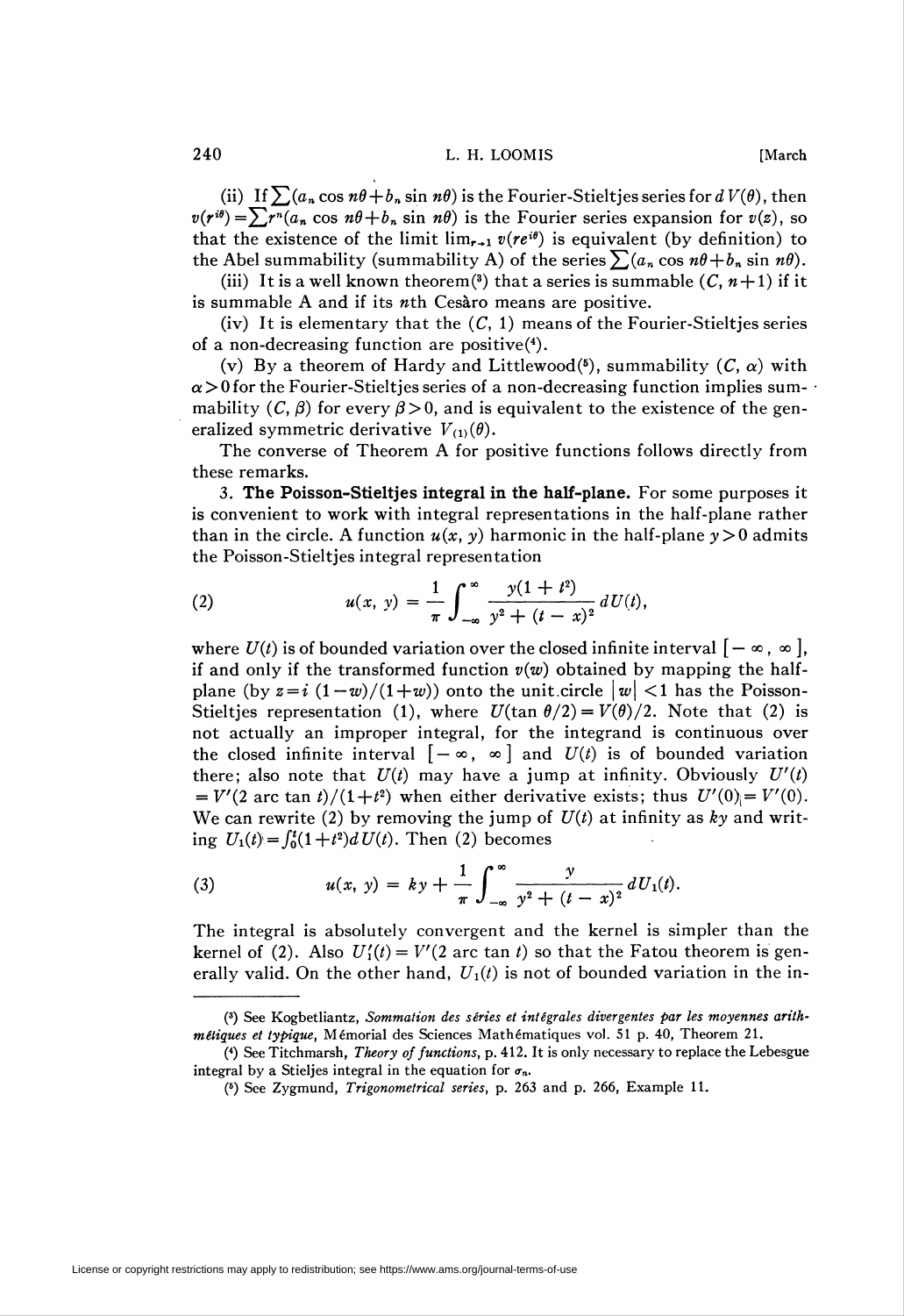(ii) If $\sum(a_n \cos n\theta + b_n \sin n\theta)$ is the Fourier-Stieltjes series for $dV(\theta)$, then $v(r^{i\theta}) = \sum r^n(a_n \cos n\theta + b_n \sin n\theta)$ is the Fourier series expansion for $v(z)$, so that the existence of the limit $\lim_{r\to 1} v(re^{i\theta})$ is equivalent (by definition) to the Abel summability (summability A) of the series $\sum(a_n \cos n\theta + b_n \sin n\theta)$.

(iii) It is a well known theorem(3) that a series is summable $(C, n+1)$ if it is summable A and if its $n$th Cesàro means are positive.

(iv) It is elementary that the $(C, 1)$ means of the Fourier-Stieltjes series of a non-decreasing function are positive(4).

(v) By a theorem of Hardy and Littlewood(5), summability $(C, \alpha)$ with $\alpha > 0$ for the Fourier-Stieltjes series of a non-decreasing function implies summability $(C, \beta)$ for every $\beta > 0$, and is equivalent to the existence of the generalized symmetric derivative $V_{(1)}(\theta)$.

The converse of Theorem A for positive functions follows directly from these remarks.

3. **The Poisson-Stieltjes integral in the half-plane.** For some purposes it is convenient to work with integral representations in the half-plane rather than in the circle. A function $u(x, y)$ harmonic in the half-plane $y > 0$ admits the Poisson-Stieltjes integral representation

$$u(x, y) = \frac{1}{\pi}\int_{-\infty}^{\infty} \frac{y(1+t^2)}{y^2 + (t-x)^2}\, dU(t), \tag{2}$$

where $U(t)$ is of bounded variation over the closed infinite interval $[-\infty, \infty]$, if and only if the transformed function $v(w)$ obtained by mapping the half-plane (by $z = i(1-w)/(1+w)$) onto the unit circle $|w| < 1$ has the Poisson-Stieltjes representation (1), where $U(\tan \theta/2) = V(\theta)/2$. Note that (2) is not actually an improper integral, for the integrand is continuous over the closed infinite interval $[-\infty, \infty]$ and $U(t)$ is of bounded variation there; also note that $U(t)$ may have a jump at infinity. Obviously $U'(t) = V'(2 \arctan t)/(1+t^2)$ when either derivative exists; thus $U'(0) = V'(0)$. We can rewrite (2) by removing the jump of $U(t)$ at infinity as $ky$ and writing $U_1(t) = \int_0^t (1+t^2)dU(t)$. Then (2) becomes

$$u(x, y) = ky + \frac{1}{\pi}\int_{-\infty}^{\infty} \frac{y}{y^2 + (t-x)^2}\, dU_1(t). \tag{3}$$

The integral is absolutely convergent and the kernel is simpler than the kernel of (2). Also $U_1'(t) = V'(2 \arctan t)$ so that the Fatou theorem is generally valid. On the other hand, $U_1(t)$ is not of bounded variation in the in-

---

(3) See Kogbetliantz, *Sommation des séries et intégrales divergentes par les moyennes arithmétiques et typique*, Mémorial des Sciences Mathématiques vol. 51 p. 40, Theorem 21.

(4) See Titchmarsh, *Theory of functions*, p. 412. It is only necessary to replace the Lebesgue integral by a Stieljes integral in the equation for $\sigma_n$.

(5) See Zygmund, *Trigonometrical series*, p. 263 and p. 266, Example 11.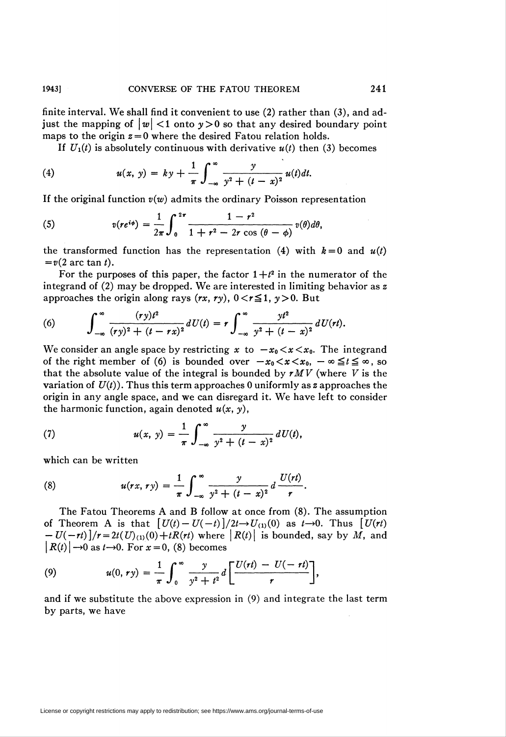finite interval. We shall find it convenient to use (2) rather than (3), and adjust the mapping of $|w|<1$ onto $y>0$ so that any desired boundary point maps to the origin $z=0$ where the desired Fatou relation holds.

If $U_1(t)$ is absolutely continuous with derivative $u(t)$ then (3) becomes

$$u(x, y) = ky + \frac{1}{\pi}\int_{-\infty}^{\infty} \frac{y}{y^2+(t-x)^2}u(t)dt. \tag{4}$$

If the original function $v(w)$ admits the ordinary Poisson representation

$$v(re^{i\phi}) = \frac{1}{2\pi}\int_0^{2\pi} \frac{1-r^2}{1+r^2-2r\cos(\theta-\phi)}v(\theta)d\theta, \tag{5}$$

the transformed function has the representation (4) with $k=0$ and $u(t) = v(2 \arctan t)$.

For the purposes of this paper, the factor $1+t^2$ in the numerator of the integrand of (2) may be dropped. We are interested in limiting behavior as $z$ approaches the origin along rays $(rx, ry)$, $0<r\leqq 1$, $y>0$. But

$$\int_{-\infty}^{\infty} \frac{(ry)t^2}{(ry)^2+(t-rx)^2}dU(t) = r\int_{-\infty}^{\infty} \frac{yt^2}{y^2+(t-x)^2}dU(rt). \tag{6}$$

We consider an angle space by restricting $x$ to $-x_0<x<x_0$. The integrand of the right member of (6) is bounded over $-x_0<x<x_0$, $-\infty\leqq t\leqq\infty$, so that the absolute value of the integral is bounded by $rMV$ (where $V$ is the variation of $U(t)$). Thus this term approaches 0 uniformly as $z$ approaches the origin in any angle space, and we can disregard it. We have left to consider the harmonic function, again denoted $u(x, y)$,

$$u(x, y) = \frac{1}{\pi}\int_{-\infty}^{\infty} \frac{y}{y^2+(t-x)^2}dU(t), \tag{7}$$

which can be written

$$u(rx, ry) = \frac{1}{\pi}\int_{-\infty}^{\infty} \frac{y}{y^2+(t-x)^2}d\frac{U(rt)}{r}. \tag{8}$$

The Fatou Theorems A and B follow at once from (8). The assumption of Theorem A is that $[U(t)-U(-t)]/2t \to U_{(1)}(0)$ as $t\to 0$. Thus $[U(rt) - U(-rt)]/r = 2t(U)_{(1)}(0)+tR(rt)$ where $|R(t)|$ is bounded, say by $M$, and $|R(t)|\to 0$ as $t\to 0$. For $x=0$, (8) becomes

$$u(0, ry) = \frac{1}{\pi}\int_0^{\infty} \frac{y}{y^2+t^2}d\left[\frac{U(rt)-U(-rt)}{r}\right], \tag{9}$$

and if we substitute the above expression in (9) and integrate the last term by parts, we have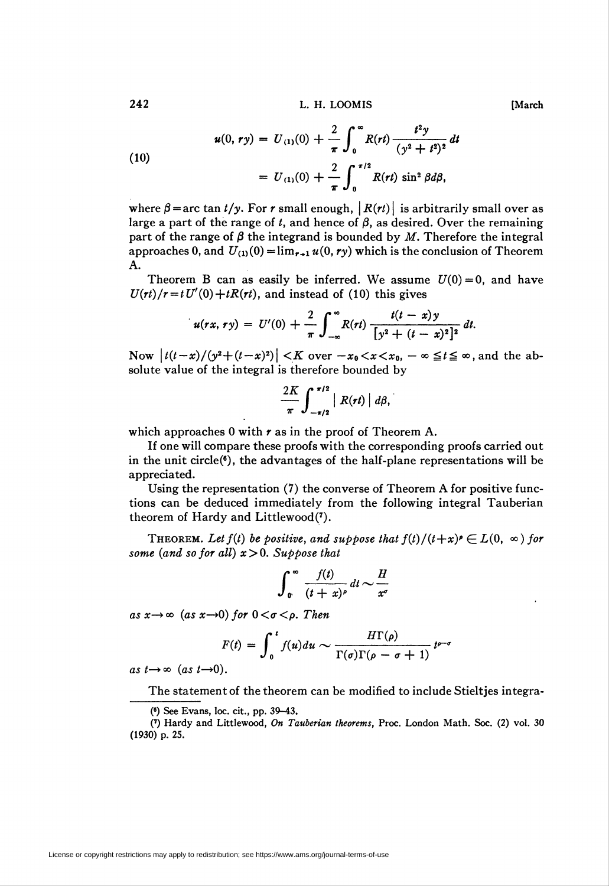$$
(10) \qquad \begin{aligned} u(0, ry) &= U_{(1)}(0) + \frac{2}{\pi}\int_0^\infty R(rt)\frac{t^2 y}{(y^2+t^2)^2}dt \\ &= U_{(1)}(0) + \frac{2}{\pi}\int_0^{\pi/2} R(rt)\sin^2\beta d\beta, \end{aligned}
$$

where $\beta = \arctan t/y$. For $r$ small enough, $|R(rt)|$ is arbitrarily small over as large a part of the range of $t$, and hence of $\beta$, as desired. Over the remaining part of the range of $\beta$ the integrand is bounded by $M$. Therefore the integral approaches 0, and $U_{(1)}(0) = \lim_{r\to 1} u(0, ry)$ which is the conclusion of Theorem A.

Theorem B can as easily be inferred. We assume $U(0)=0$, and have $U(rt)/r = tU'(0) + tR(rt)$, and instead of (10) this gives

$$
u(rx, ry) = U'(0) + \frac{2}{\pi}\int_{-\infty}^\infty R(rt)\frac{t(t-x)y}{[y^2+(t-x)^2]^2}dt.
$$

Now $|t(t-x)/(y^2+(t-x)^2)| < K$ over $-x_0 < x < x_0$, $-\infty \leqq t \leqq \infty$, and the absolute value of the integral is therefore bounded by

$$
\frac{2K}{\pi}\int_{-\pi/2}^{\pi/2} |R(rt)|\, d\beta,
$$

which approaches 0 with $r$ as in the proof of Theorem A.

If one will compare these proofs with the corresponding proofs carried out in the unit circle(6), the advantages of the half-plane representations will be appreciated.

Using the representation (7) the converse of Theorem A for positive functions can be deduced immediately from the following integral Tauberian theorem of Hardy and Littlewood(7).

THEOREM. *Let $f(t)$ be positive, and suppose that $f(t)/(t+x)^\rho \in L(0, \infty)$ for some (and so for all) $x > 0$. Suppose that*

$$
\int_0^\infty \frac{f(t)}{(t+x)^\rho}dt \sim \frac{H}{x^\sigma}
$$

*as $x \to \infty$ (as $x \to 0$) for $0 < \sigma < \rho$. Then*

$$
F(t) = \int_0^t f(u)du \sim \frac{H\Gamma(\rho)}{\Gamma(\sigma)\Gamma(\rho-\sigma+1)}t^{\rho-\sigma}
$$

*as $t\to\infty$ (as $t \to 0$).*

The statement of the theorem can be modified to include Stieltjes integra-

(6) See Evans, loc. cit., pp. 39–43.

(7) Hardy and Littlewood, *On Tauberian theorems*, Proc. London Math. Soc. (2) vol. 30 (1930) p. 25.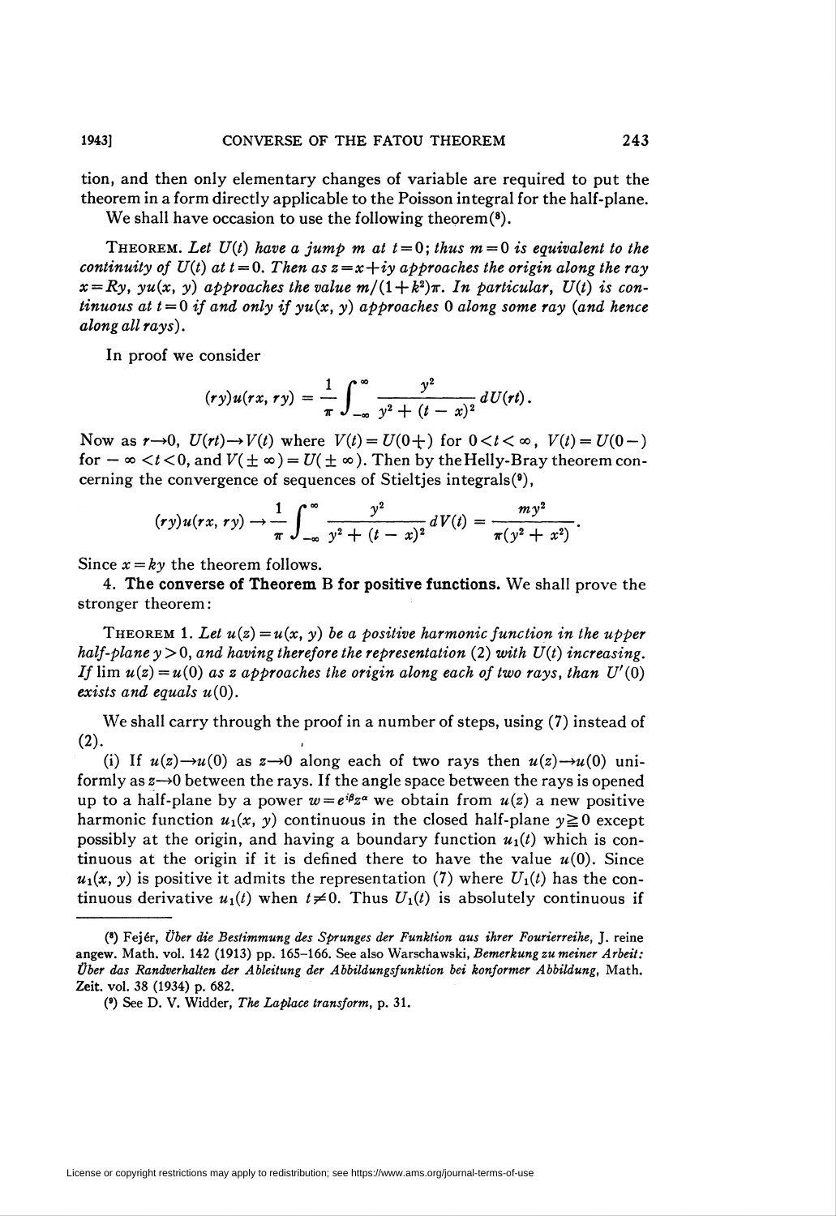tion, and then only elementary changes of variable are required to put the theorem in a form directly applicable to the Poisson integral for the half-plane.

We shall have occasion to use the following theorem[8].

THEOREM. *Let $U(t)$ have a jump $m$ at $t=0$; thus $m=0$ is equivalent to the continuity of $U(t)$ at $t=0$. Then as $z=x+iy$ approaches the origin along the ray $x=Ry$, $yu(x, y)$ approaches the value $m/(1+k^2)\pi$. In particular, $U(t)$ is continuous at $t=0$ if and only if $yu(x, y)$ approaches 0 along some ray (and hence along all rays).*

In proof we consider

$$(ry)u(rx, ry) = \frac{1}{\pi}\int_{-\infty}^{\infty} \frac{y^2}{y^2+(t-x)^2}\, dU(rt).$$

Now as $r\to 0$, $U(rt)\to V(t)$ where $V(t)=U(0+)$ for $0<t<\infty$, $V(t)=U(0-)$ for $-\infty<t<0$, and $V(\pm\infty)=U(\pm\infty)$. Then by the Helly-Bray theorem concerning the convergence of sequences of Stieltjes integrals[9],

$$(ry)u(rx, ry) \to \frac{1}{\pi}\int_{-\infty}^{\infty} \frac{y^2}{y^2+(t-x)^2}\, dV(t) = \frac{my^2}{\pi(y^2+x^2)}.$$

Since $x=ky$ the theorem follows.

**4. The converse of Theorem B for positive functions.** We shall prove the stronger theorem:

THEOREM 1. *Let $u(z)=u(x, y)$ be a positive harmonic function in the upper half-plane $y>0$, and having therefore the representation (2) with $U(t)$ increasing. If $\lim u(z)=u(0)$ as $z$ approaches the origin along each of two rays, than $U'(0)$ exists and equals $u(0)$.*

We shall carry through the proof in a number of steps, using (7) instead of (2).

(i) If $u(z)\to u(0)$ as $z\to 0$ along each of two rays then $u(z)\to u(0)$ uniformly as $z\to 0$ between the rays. If the angle space between the rays is opened up to a half-plane by a power $w=e^{i\beta}z^{\alpha}$ we obtain from $u(z)$ a new positive harmonic function $u_1(x, y)$ continuous in the closed half-plane $y\geqq 0$ except possibly at the origin, and having a boundary function $u_1(t)$ which is continuous at the origin if it is defined there to have the value $u(0)$. Since $u_1(x, y)$ is positive it admits the representation (7) where $U_1(t)$ has the continuous derivative $u_1(t)$ when $t\neq 0$. Thus $U_1(t)$ is absolutely continuous if

---

[8] Fejér, *Über die Bestimmung des Sprunges der Funktion aus ihrer Fourierreihe*, J. reine angew. Math. vol. 142 (1913) pp. 165–166. See also Warschawski, *Bemerkung zu meiner Arbeit: Über das Randverhalten der Ableitung der Abbildungsfunktion bei konformer Abbildung*, Math. Zeit. vol. 38 (1934) p. 682.

[9] See D. V. Widder, *The Laplace transform*, p. 31.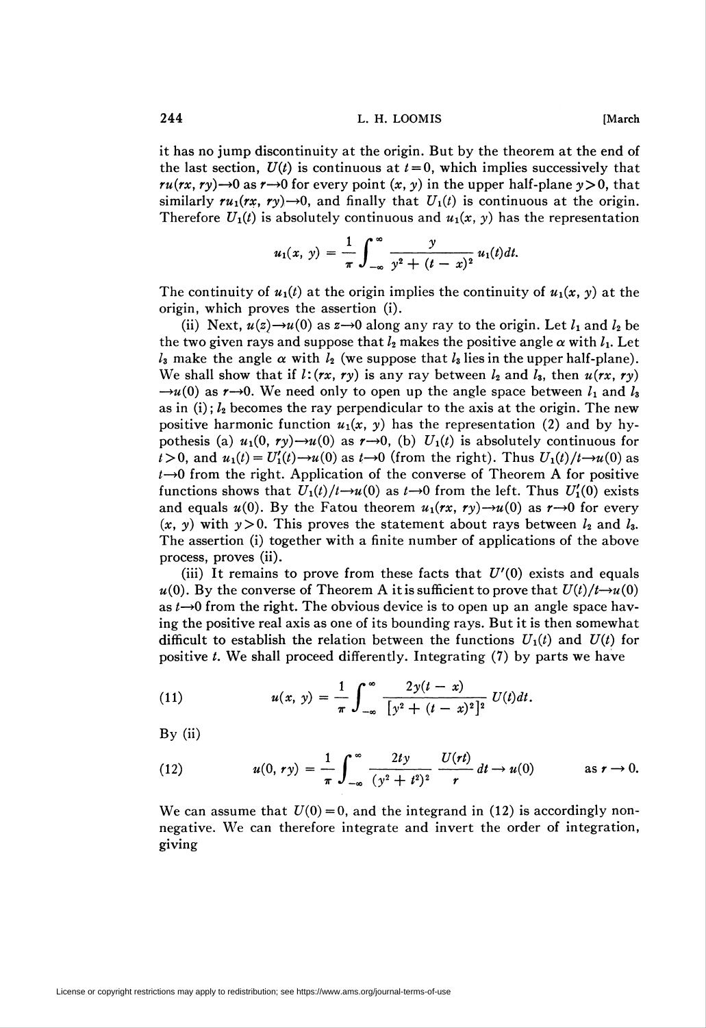it has no jump discontinuity at the origin. But by the theorem at the end of the last section, $U(t)$ is continuous at $t=0$, which implies successively that $ru(rx, ry)\to 0$ as $r\to 0$ for every point $(x, y)$ in the upper half-plane $y>0$, that similarly $ru_1(rx, ry)\to 0$, and finally that $U_1(t)$ is continuous at the origin. Therefore $U_1(t)$ is absolutely continuous and $u_1(x, y)$ has the representation

$$u_1(x, y) = \frac{1}{\pi}\int_{-\infty}^{\infty} \frac{y}{y^2 + (t-x)^2}\, u_1(t)dt.$$

The continuity of $u_1(t)$ at the origin implies the continuity of $u_1(x, y)$ at the origin, which proves the assertion (i).

(ii) Next, $u(z)\to u(0)$ as $z\to 0$ along any ray to the origin. Let $l_1$ and $l_2$ be the two given rays and suppose that $l_2$ makes the positive angle $\alpha$ with $l_1$. Let $l_3$ make the angle $\alpha$ with $l_2$ (we suppose that $l_3$ lies in the upper half-plane). We shall show that if $l:(rx, ry)$ is any ray between $l_2$ and $l_3$, then $u(rx, ry)\to u(0)$ as $r\to 0$. We need only to open up the angle space between $l_1$ and $l_3$ as in (i); $l_2$ becomes the ray perpendicular to the axis at the origin. The new positive harmonic function $u_1(x, y)$ has the representation (2) and by hypothesis (a) $u_1(0, ry)\to u(0)$ as $r\to 0$, (b) $U_1(t)$ is absolutely continuous for $t>0$, and $u_1(t) = U_1'(t)\to u(0)$ as $t\to 0$ (from the right). Thus $U_1(t)/t\to u(0)$ as $t\to 0$ from the right. Application of the converse of Theorem A for positive functions shows that $U_1(t)/t\to u(0)$ as $t\to 0$ from the left. Thus $U_1'(0)$ exists and equals $u(0)$. By the Fatou theorem $u_1(rx, ry)\to u(0)$ as $r\to 0$ for every $(x, y)$ with $y>0$. This proves the statement about rays between $l_2$ and $l_3$. The assertion (i) together with a finite number of applications of the above process, proves (ii).

(iii) It remains to prove from these facts that $U'(0)$ exists and equals $u(0)$. By the converse of Theorem A it is sufficient to prove that $U(t)/t\to u(0)$ as $t\to 0$ from the right. The obvious device is to open up an angle space having the positive real axis as one of its bounding rays. But it is then somewhat difficult to establish the relation between the functions $U_1(t)$ and $U(t)$ for positive $t$. We shall proceed differently. Integrating (7) by parts we have

$$u(x, y) = \frac{1}{\pi}\int_{-\infty}^{\infty} \frac{2y(t-x)}{[y^2 + (t-x)^2]^2}\, U(t)dt. \tag{11}$$

By (ii)

$$u(0, ry) = \frac{1}{\pi}\int_{-\infty}^{\infty} \frac{2ty}{(y^2+t^2)^2}\, \frac{U(rt)}{r}\, dt \to u(0) \qquad \text{as } r\to 0. \tag{12}$$

We can assume that $U(0)=0$, and the integrand in (12) is accordingly nonnegative. We can therefore integrate and invert the order of integration, giving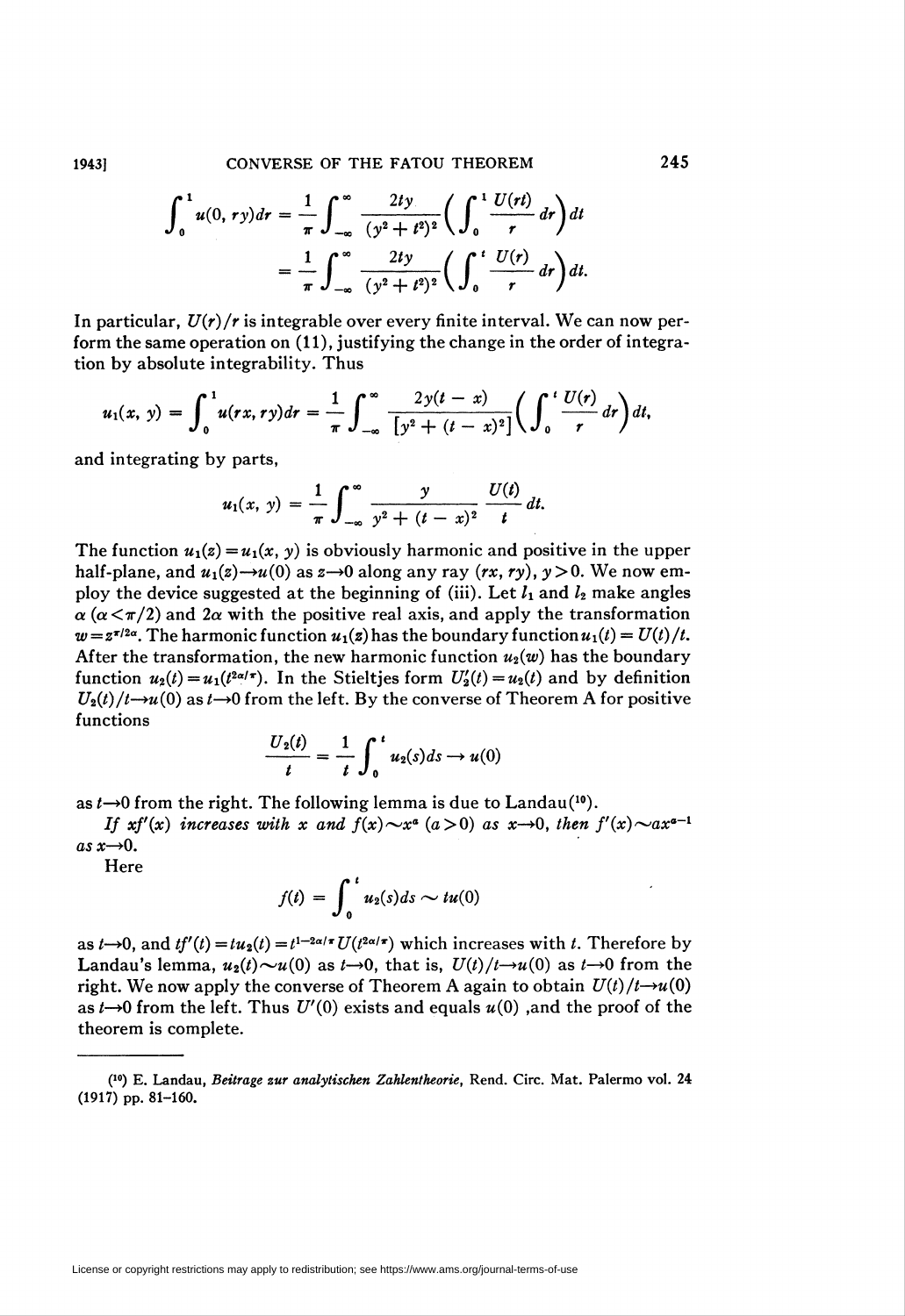$$\int_0^1 u(0, ry)dr = \frac{1}{\pi}\int_{-\infty}^{\infty} \frac{2ty}{(y^2+t^2)^2}\left(\int_0^1 \frac{U(rt)}{r}dr\right)dt$$

$$= \frac{1}{\pi}\int_{-\infty}^{\infty} \frac{2ty}{(y^2+t^2)^2}\left(\int_0^t \frac{U(r)}{r}dr\right)dt.$$

In particular, $U(r)/r$ is integrable over every finite interval. We can now perform the same operation on (11), justifying the change in the order of integration by absolute integrability. Thus

$$u_1(x, y) = \int_0^1 u(rx, ry)dr = \frac{1}{\pi}\int_{-\infty}^{\infty} \frac{2y(t-x)}{[y^2+(t-x)^2]}\left(\int_0^t \frac{U(r)}{r}dr\right)dt,$$

and integrating by parts,

$$u_1(x, y) = \frac{1}{\pi}\int_{-\infty}^{\infty} \frac{y}{y^2+(t-x)^2}\,\frac{U(t)}{t}dt.$$

The function $u_1(z) = u_1(x, y)$ is obviously harmonic and positive in the upper half-plane, and $u_1(z) \rightarrow u(0)$ as $z \rightarrow 0$ along any ray $(rx, ry)$, $y > 0$. We now employ the device suggested at the beginning of (iii). Let $l_1$ and $l_2$ make angles $\alpha$ $(\alpha < \pi/2)$ and $2\alpha$ with the positive real axis, and apply the transformation $w = z^{\pi/2\alpha}$. The harmonic function $u_1(z)$ has the boundary function $u_1(t) = U(t)/t$. After the transformation, the new harmonic function $u_2(w)$ has the boundary function $u_2(t) = u_1(t^{2\alpha/\pi})$. In the Stieltjes form $U_2'(t) = u_2(t)$ and by definition $U_2(t)/t \rightarrow u(0)$ as $t \rightarrow 0$ from the left. By the converse of Theorem A for positive functions

$$\frac{U_2(t)}{t} = \frac{1}{t}\int_0^t u_2(s)ds \rightarrow u(0)$$

as $t \rightarrow 0$ from the right. The following lemma is due to Landau([10]).

*If $xf'(x)$ increases with $x$ and $f(x) \sim x^a$ $(a > 0)$ as $x \rightarrow 0$, then $f'(x) \sim ax^{a-1}$ as $x \rightarrow 0$.*

Here

$$f(t) = \int_0^t u_2(s)ds \sim tu(0)$$

as $t \rightarrow 0$, and $tf'(t) = tu_2(t) = t^{1-2\alpha/\pi}U(t^{2\alpha/\pi})$ which increases with $t$. Therefore by Landau's lemma, $u_2(t) \sim u(0)$ as $t \rightarrow 0$, that is, $U(t)/t \rightarrow u(0)$ as $t \rightarrow 0$ from the right. We now apply the converse of Theorem A again to obtain $U(t)/t \rightarrow u(0)$ as $t \rightarrow 0$ from the left. Thus $U'(0)$ exists and equals $u(0)$ ,and the proof of the theorem is complete.

---

([10]) E. Landau, *Beitrage zur analytischen Zahlentheorie*, Rend. Circ. Mat. Palermo vol. 24 (1917) pp. 81–160.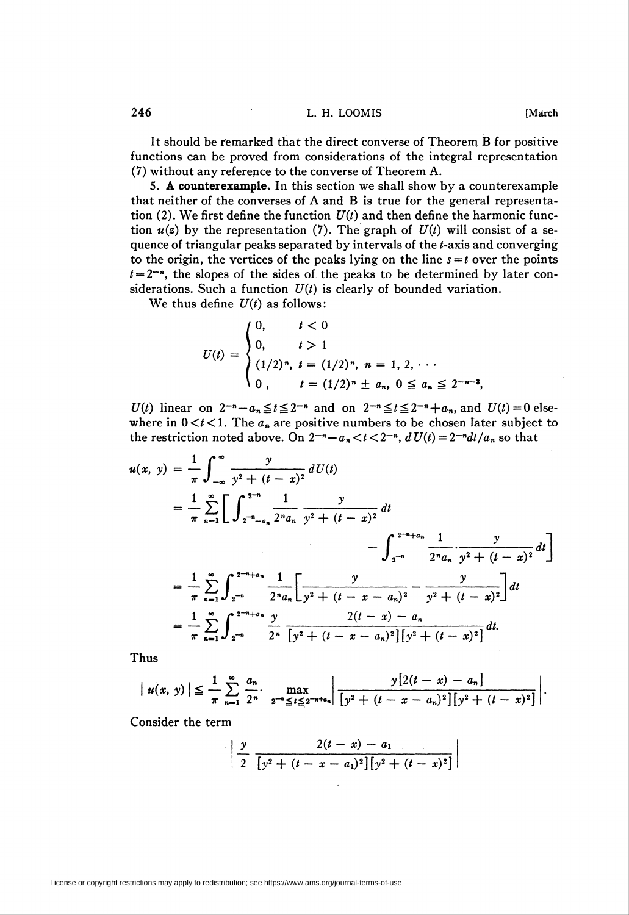It should be remarked that the direct converse of Theorem B for positive functions can be proved from considerations of the integral representation (7) without any reference to the converse of Theorem A.

**5. A counterexample.** In this section we shall show by a counterexample that neither of the converses of A and B is true for the general representation (2). We first define the function $U(t)$ and then define the harmonic function $u(z)$ by the representation (7). The graph of $U(t)$ will consist of a sequence of triangular peaks separated by intervals of the $t$-axis and converging to the origin, the vertices of the peaks lying on the line $s=t$ over the points $t=2^{-n}$, the slopes of the sides of the peaks to be determined by later considerations. Such a function $U(t)$ is clearly of bounded variation.

We thus define $U(t)$ as follows:

$$U(t) = \begin{cases} 0, & t < 0 \\ 0, & t > 1 \\ (1/2)^n, & t = (1/2)^n, \; n = 1, 2, \cdots \\ 0\,, & t = (1/2)^n \pm a_n, \; 0 \leqq a_n \leqq 2^{-n-3}, \end{cases}$$

$U(t)$ linear on $2^{-n}-a_n \leqq t \leqq 2^{-n}$ and on $2^{-n} \leqq t \leqq 2^{-n}+a_n$, and $U(t)=0$ elsewhere in $0<t<1$. The $a_n$ are positive numbers to be chosen later subject to the restriction noted above. On $2^{-n}-a_n<t<2^{-n}$, $dU(t)=2^{-n}dt/a_n$ so that

$$\begin{aligned} u(x, y) &= \frac{1}{\pi}\int_{-\infty}^{\infty} \frac{y}{y^2+(t-x)^2}\, dU(t) \\ &= \frac{1}{\pi}\sum_{n=1}^{\infty}\left[\int_{2^{-n}-a_n}^{2^{-n}} \frac{1}{2^n a_n}\, \frac{y}{y^2+(t-x)^2}\, dt \right. \\ &\qquad\qquad \left. - \int_{2^{-n}}^{2^{-n}+a_n} \frac{1}{2^n a_n}\cdot\frac{y}{y^2+(t-x)^2}\, dt\right] \\ &= \frac{1}{\pi}\sum_{n=1}^{\infty}\int_{2^{-n}}^{2^{-n}+a_n} \frac{1}{2^n a_n}\left[\frac{y}{y^2+(t-x-a_n)^2} - \frac{y}{y^2+(t-x)^2}\right] dt \\ &= \frac{1}{\pi}\sum_{n=1}^{\infty}\int_{2^{-n}}^{2^{-n}+a_n} \frac{y}{2^n}\, \frac{2(t-x)-a_n}{[y^2+(t-x-a_n)^2][y^2+(t-x)^2]}\, dt. \end{aligned}$$

Thus

$$|u(x, y)| \leqq \frac{1}{\pi}\sum_{n=1}^{\infty}\frac{a_n}{2^n}\cdot \max_{2^{-n}\leqq t\leqq 2^{-n}+a_n}\left|\frac{y[2(t-x)-a_n]}{[y^2+(t-x-a_n)^2][y^2+(t-x)^2]}\right|.$$

Consider the term

$$\left|\frac{y}{2}\, \frac{2(t-x)-a_1}{[y^2+(t-x-a_1)^2][y^2+(t-x)^2]}\right|$$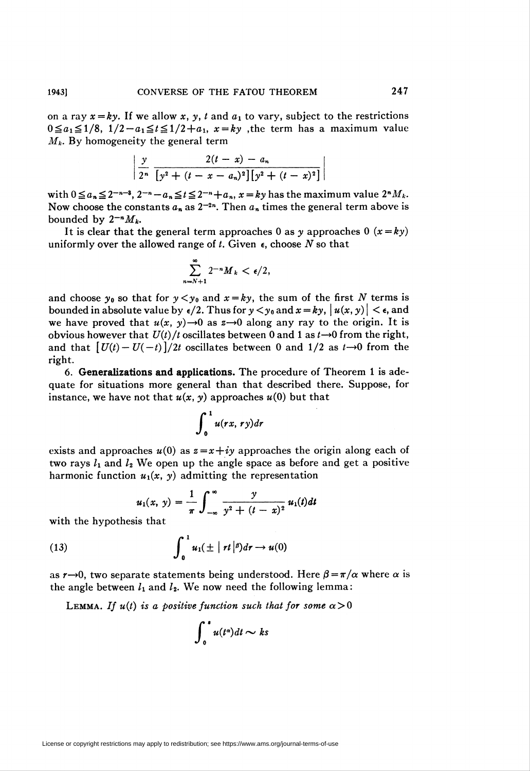on a ray $x = ky$. If we allow $x$, $y$, $t$ and $a_1$ to vary, subject to the restrictions $0 \leqq a_1 \leqq 1/8$, $1/2 - a_1 \leqq t \leqq 1/2 + a_1$, $x = ky$ ,the term has a maximum value $M_k$. By homogeneity the general term

$$\left| \frac{y}{2^n} \frac{2(t-x) - a_n}{[y^2 + (t - x - a_n)^2][y^2 + (t-x)^2]} \right|$$

with $0 \leqq a_n \leqq 2^{-n-3}$, $2^{-n} - a_n \leqq t \leqq 2^{-n} + a_n$, $x = ky$ has the maximum value $2^n M_k$. Now choose the constants $a_n$ as $2^{-2n}$. Then $a_n$ times the general term above is bounded by $2^{-n} M_k$.

It is clear that the general term approaches 0 as $y$ approaches 0 ($x = ky$) uniformly over the allowed range of $t$. Given $\epsilon$, choose $N$ so that

$$\sum_{n=N+1}^{\infty} 2^{-n} M_k < \epsilon/2,$$

and choose $y_0$ so that for $y < y_0$ and $x = ky$, the sum of the first $N$ terms is bounded in absolute value by $\epsilon/2$. Thus for $y < y_0$ and $x = ky$, $|u(x, y)| < \epsilon$, and we have proved that $u(x, y) \to 0$ as $z \to 0$ along any ray to the origin. It is obvious however that $U(t)/t$ oscillates between 0 and 1 as $t \to 0$ from the right, and that $[U(t) - U(-t)]/2t$ oscillates between 0 and 1/2 as $t \to 0$ from the right.

6. **Generalizations and applications.** The procedure of Theorem 1 is adequate for situations more general than that described there. Suppose, for instance, we have not that $u(x, y)$ approaches $u(0)$ but that

$$\int_0^1 u(rx, ry) dr$$

exists and approaches $u(0)$ as $z = x + iy$ approaches the origin along each of two rays $l_1$ and $l_2$ We open up the angle space as before and get a positive harmonic function $u_1(x, y)$ admitting the representation

$$u_1(x, y) = \frac{1}{\pi} \int_{-\infty}^{\infty} \frac{y}{y^2 + (t-x)^2} u_1(t) dt$$

with the hypothesis that

$$\int_0^1 u_1(\pm |rt|^{\beta}) dr \to u(0) \tag{13}$$

as $r \to 0$, two separate statements being understood. Here $\beta = \pi/\alpha$ where $\alpha$ is the angle between $l_1$ and $l_2$. We now need the following lemma:

LEMMA. *If $u(t)$ is a positive function such that for some $\alpha > 0$*

$$\int_0^s u(t^{\alpha}) dt \sim ks$$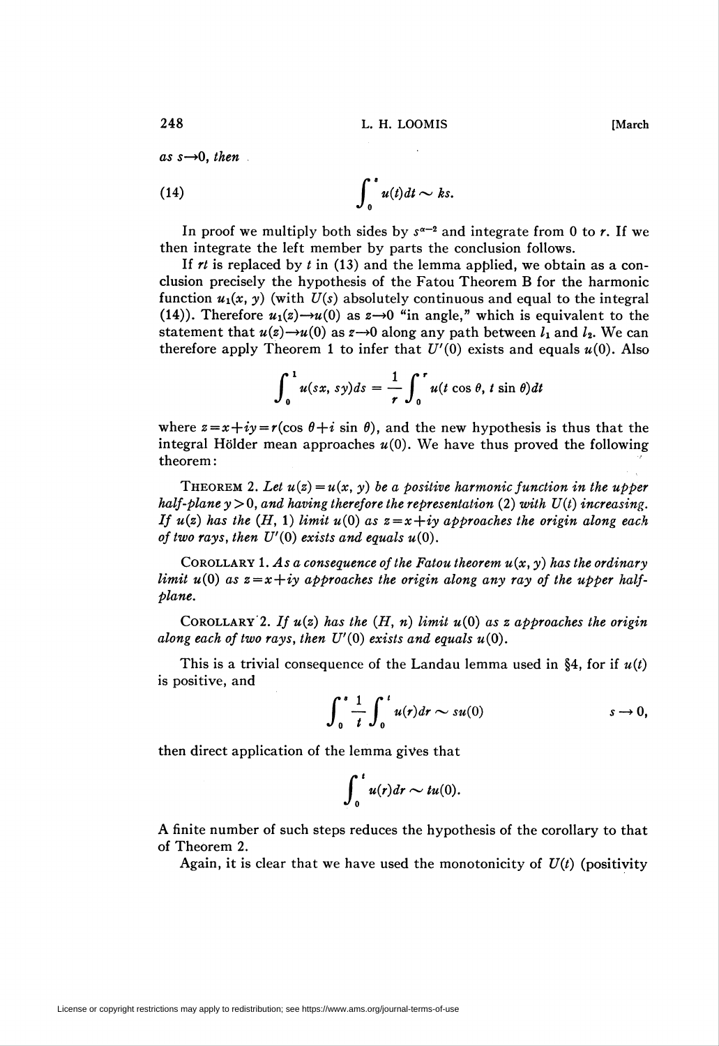*as* $s \to 0$, *then*

$$\int_0^s u(t)dt \sim ks. \tag{14}$$

In proof we multiply both sides by $s^{\alpha-2}$ and integrate from 0 to $r$. If we then integrate the left member by parts the conclusion follows.

If $rt$ is replaced by $t$ in (13) and the lemma applied, we obtain as a conclusion precisely the hypothesis of the Fatou Theorem B for the harmonic function $u_1(x, y)$ (with $U(s)$ absolutely continuous and equal to the integral (14)). Therefore $u_1(z) \to u(0)$ as $z \to 0$ "in angle," which is equivalent to the statement that $u(z) \to u(0)$ as $z \to 0$ along any path between $l_1$ and $l_2$. We can therefore apply Theorem 1 to infer that $U'(0)$ exists and equals $u(0)$. Also

$$\int_0^1 u(sx, sy)ds = \frac{1}{r}\int_0^r u(t \cos \theta, t \sin \theta)dt$$

where $z = x + iy = r(\cos \theta + i \sin \theta)$, and the new hypothesis is thus that the integral Hölder mean approaches $u(0)$. We have thus proved the following theorem:

THEOREM 2. *Let $u(z) = u(x, y)$ be a positive harmonic function in the upper half-plane $y > 0$, and having therefore the representation (2) with $U(t)$ increasing. If $u(z)$ has the $(H, 1)$ limit $u(0)$ as $z = x + iy$ approaches the origin along each of two rays, then $U'(0)$ exists and equals $u(0)$.*

COROLLARY 1. *As a consequence of the Fatou theorem $u(x, y)$ has the ordinary limit $u(0)$ as $z = x + iy$ approaches the origin along any ray of the upper half-plane.*

COROLLARY 2. *If $u(z)$ has the $(H, n)$ limit $u(0)$ as $z$ approaches the origin along each of two rays, then $U'(0)$ exists and equals $u(0)$.*

This is a trivial consequence of the Landau lemma used in §4, for if $u(t)$ is positive, and

$$\int_0^s \frac{1}{t}\int_0^t u(r)dr \sim su(0) \qquad\qquad s \to 0,$$

then direct application of the lemma gives that

$$\int_0^t u(r)dr \sim tu(0).$$

A finite number of such steps reduces the hypothesis of the corollary to that of Theorem 2.

Again, it is clear that we have used the monotonicity of $U(t)$ (positivity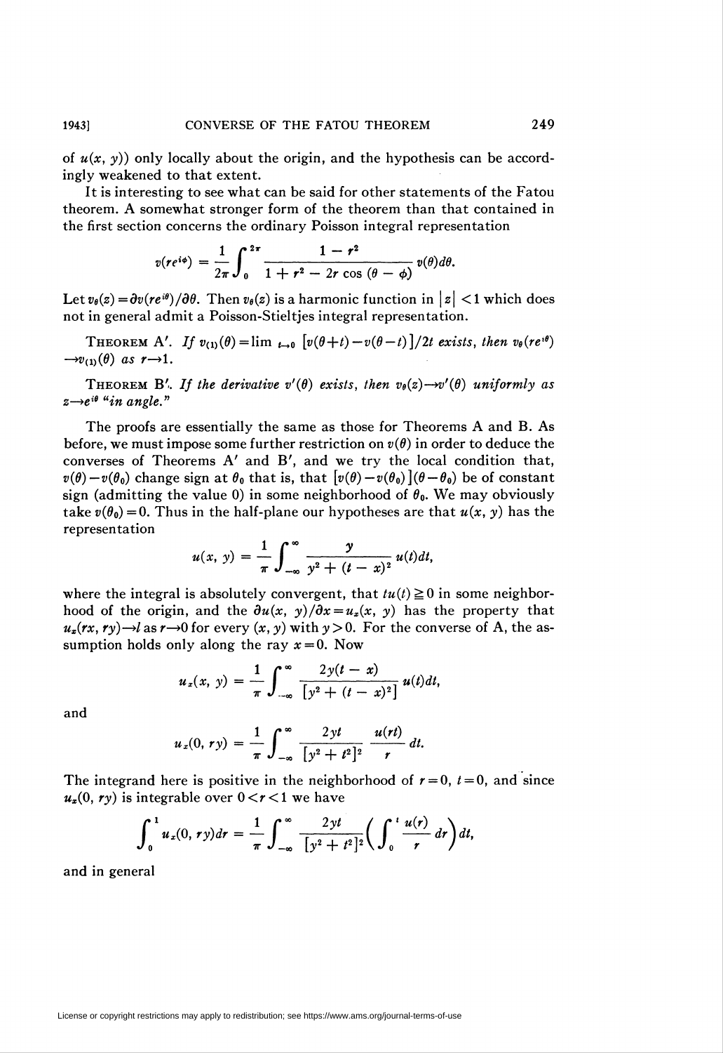of $u(x, y)$) only locally about the origin, and the hypothesis can be accordingly weakened to that extent.

It is interesting to see what can be said for other statements of the Fatou theorem. A somewhat stronger form of the theorem than that contained in the first section concerns the ordinary Poisson integral representation

$$v(re^{i\phi}) = \frac{1}{2\pi}\int_0^{2\pi} \frac{1 - r^2}{1 + r^2 - 2r\cos(\theta - \phi)} v(\theta)d\theta.$$

Let $v_\theta(z) = \partial v(re^{i\theta})/\partial\theta$. Then $v_\theta(z)$ is a harmonic function in $|z| < 1$ which does not in general admit a Poisson-Stieltjes integral representation.

THEOREM A′. *If $v_{(1)}(\theta) = \lim_{t\to 0} [v(\theta + t) - v(\theta - t)]/2t$ exists, then $v_\theta(re^{i\theta}) \to v_{(1)}(\theta)$ as $r \to 1$.*

THEOREM B′. *If the derivative $v'(\theta)$ exists, then $v_\theta(z) \to v'(\theta)$ uniformly as $z \to e^{i\theta}$ "in angle."*

The proofs are essentially the same as those for Theorems A and B. As before, we must impose some further restriction on $v(\theta)$ in order to deduce the converses of Theorems A′ and B′, and we try the local condition that, $v(\theta) - v(\theta_0)$ change sign at $\theta_0$ that is, that $[v(\theta) - v(\theta_0)](\theta - \theta_0)$ be of constant sign (admitting the value 0) in some neighborhood of $\theta_0$. We may obviously take $v(\theta_0) = 0$. Thus in the half-plane our hypotheses are that $u(x, y)$ has the representation

$$u(x, y) = \frac{1}{\pi}\int_{-\infty}^{\infty} \frac{y}{y^2 + (t - x)^2} u(t)dt,$$

where the integral is absolutely convergent, that $tu(t) \geq 0$ in some neighborhood of the origin, and the $\partial u(x, y)/\partial x = u_x(x, y)$ has the property that $u_x(rx, ry) \to l$ as $r \to 0$ for every $(x, y)$ with $y > 0$. For the converse of A, the assumption holds only along the ray $x = 0$. Now

$$u_x(x, y) = \frac{1}{\pi}\int_{-\infty}^{\infty} \frac{2y(t - x)}{[y^2 + (t - x)^2]} u(t)dt,$$

and

$$u_x(0, ry) = \frac{1}{\pi}\int_{-\infty}^{\infty} \frac{2yt}{[y^2 + t^2]^2} \frac{u(rt)}{r} dt.$$

The integrand here is positive in the neighborhood of $r = 0$, $t = 0$, and since $u_x(0, ry)$ is integrable over $0 < r < 1$ we have

$$\int_0^1 u_x(0, ry)dr = \frac{1}{\pi}\int_{-\infty}^{\infty} \frac{2yt}{[y^2 + t^2]^2}\left(\int_0^t \frac{u(r)}{r} dr\right)dt,$$

and in general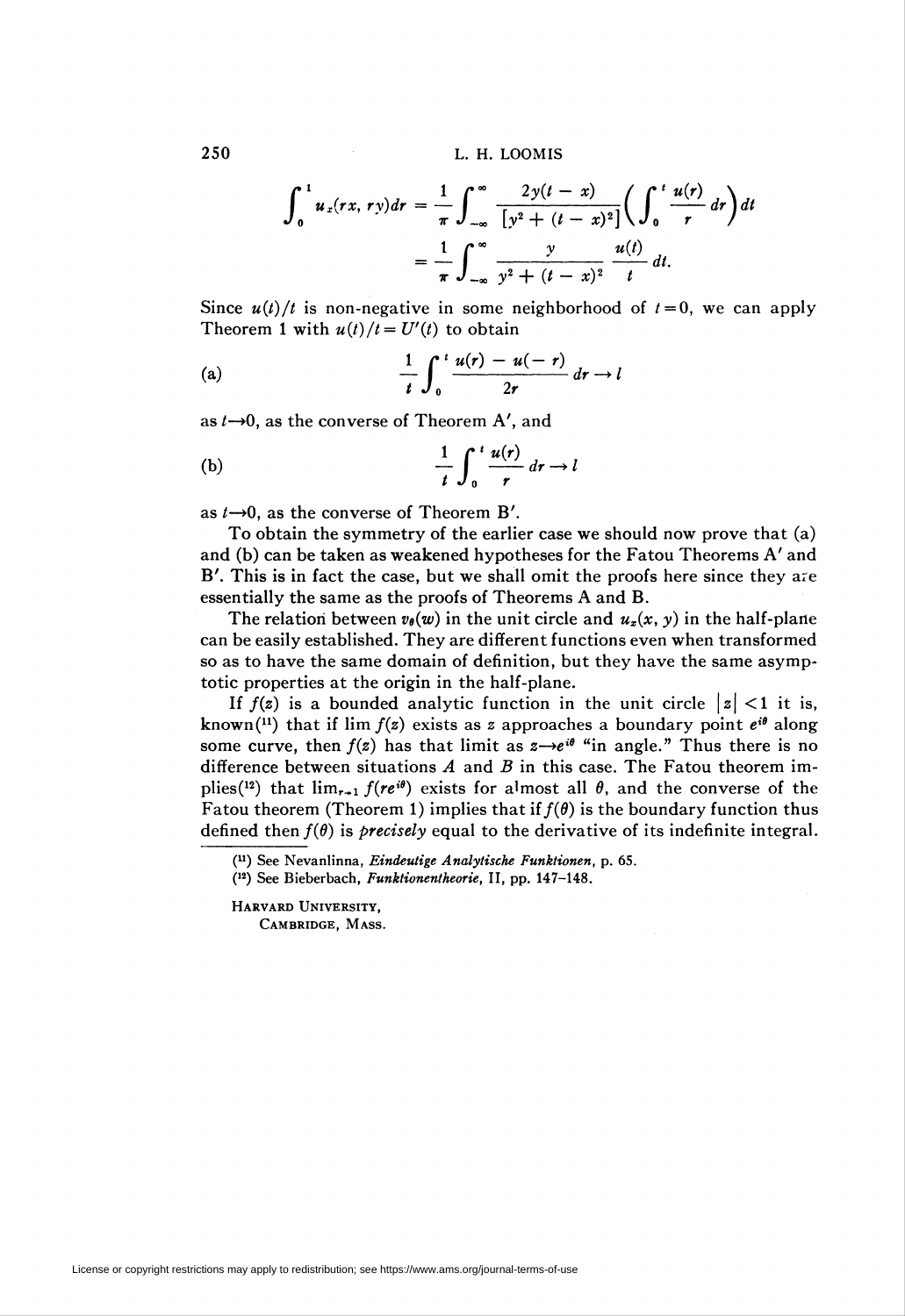$$\int_0^1 u_x(rx, ry)dr = \frac{1}{\pi}\int_{-\infty}^{\infty} \frac{2y(t-x)}{[y^2+(t-x)^2]}\left(\int_0^t \frac{u(r)}{r}dr\right)dt$$
$$= \frac{1}{\pi}\int_{-\infty}^{\infty} \frac{y}{y^2+(t-x)^2}\,\frac{u(t)}{t}\,dt.$$

Since $u(t)/t$ is non-negative in some neighborhood of $t=0$, we can apply Theorem 1 with $u(t)/t = U'(t)$ to obtain

$$\text{(a)} \qquad \frac{1}{t}\int_0^t \frac{u(r)-u(-r)}{2r}\,dr \to l$$

as $t\to 0$, as the converse of Theorem A′, and

$$\text{(b)} \qquad \frac{1}{t}\int_0^t \frac{u(r)}{r}\,dr \to l$$

as $t\to 0$, as the converse of Theorem B′.

To obtain the symmetry of the earlier case we should now prove that (a) and (b) can be taken as weakened hypotheses for the Fatou Theorems A′ and B′. This is in fact the case, but we shall omit the proofs here since they are essentially the same as the proofs of Theorems A and B.

The relation between $v_\theta(w)$ in the unit circle and $u_x(x, y)$ in the half-plane can be easily established. They are different functions even when transformed so as to have the same domain of definition, but they have the same asymptotic properties at the origin in the half-plane.

If $f(z)$ is a bounded analytic function in the unit circle $|z|<1$ it is, known[11] that if $\lim f(z)$ exists as $z$ approaches a boundary point $e^{i\theta}$ along some curve, then $f(z)$ has that limit as $z\to e^{i\theta}$ "in angle." Thus there is no difference between situations $A$ and $B$ in this case. The Fatou theorem implies[12] that $\lim_{r\to 1} f(re^{i\theta})$ exists for almost all $\theta$, and the converse of the Fatou theorem (Theorem 1) implies that if $f(\theta)$ is the boundary function thus defined then $f(\theta)$ is *precisely* equal to the derivative of its indefinite integral.

---

(11) See Nevanlinna, ***Eindeutige Analytische Funktionen***, p. 65.

(12) See Bieberbach, ***Funktionentheorie***, II, pp. 147–148.

HARVARD UNIVERSITY,
CAMBRIDGE, MASS.